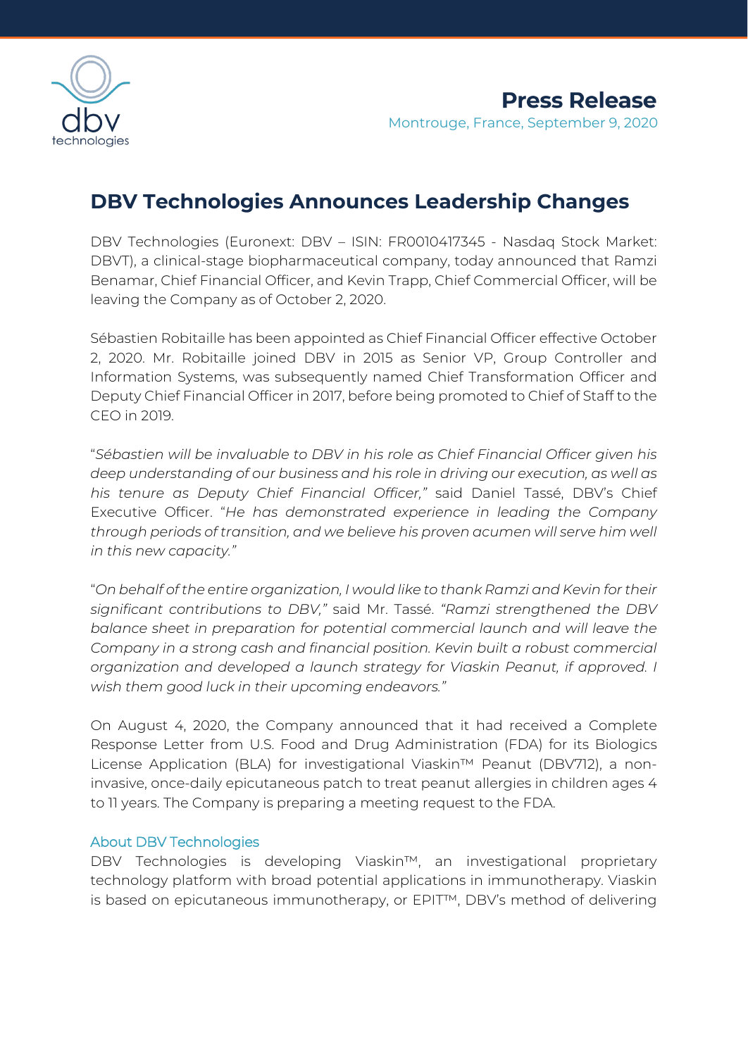**Press Release**

Montrouge, France, September 9, 2020

# DBV Technologies Announces Leadership Changes

DBV Technologies (Euronext: DBV – ISIN: FR0010417345 - Nasdaq Stock Market: DBVT), a clinical-stage biopharmaceutical company, today announced that Ramzi Benamar, Chief Financial Officer, and Kevin Trapp, Chief Commercial Officer, will be leaving the Company as of October 2, 2020.

Sébastien Robitaille has been appointed as Chief Financial Officer effective October 2, 2020. Mr. Robitaille joined DBV in 2015 as Senior VP, Group Controller and Information Systems, was subsequently named Chief Transformation Officer and Deputy Chief Financial Officer in 2017, before being promoted to Chief of Staff to the CEO in 2019.

"*Sébastien will be invaluable to DBV in his role as Chief Financial Officer given his deep understanding of our business and his role in driving our execution, as well as his tenure as Deputy Chief Financial Officer,"* said Daniel Tassé, DBV's Chief Executive Officer. "*He has demonstrated experience in leading the Company through periods of transition, and we believe his proven acumen will serve him well in this new capacity."*

"*On behalf of the entire organization, I would like to thank Ramzi and Kevin for their significant contributions to DBV,"* said Mr. Tassé. *"Ramzi strengthened the DBV balance sheet in preparation for potential commercial launch and will leave the Company in a strong cash and financial position. Kevin built a robust commercial organization and developed a launch strategy for Viaskin Peanut, if approved. I wish them good luck in their upcoming endeavors."*

On August 4, 2020, the Company announced that it had received a Complete Response Letter from U.S. Food and Drug Administration (FDA) for its Biologics License Application (BLA) for investigational Viaskin™ Peanut (DBV712), a non-invasive, once-daily epicutaneous patch to treat peanut allergies in children ages 4 to 11 years. The Company is preparing a meeting request to the FDA.

## About DBV Technologies

DBV Technologies is developing Viaskin™, an investigational proprietary technology platform with broad potential applications in immunotherapy. Viaskin is based on epicutaneous immunotherapy, or EPIT™, DBV's method of delivering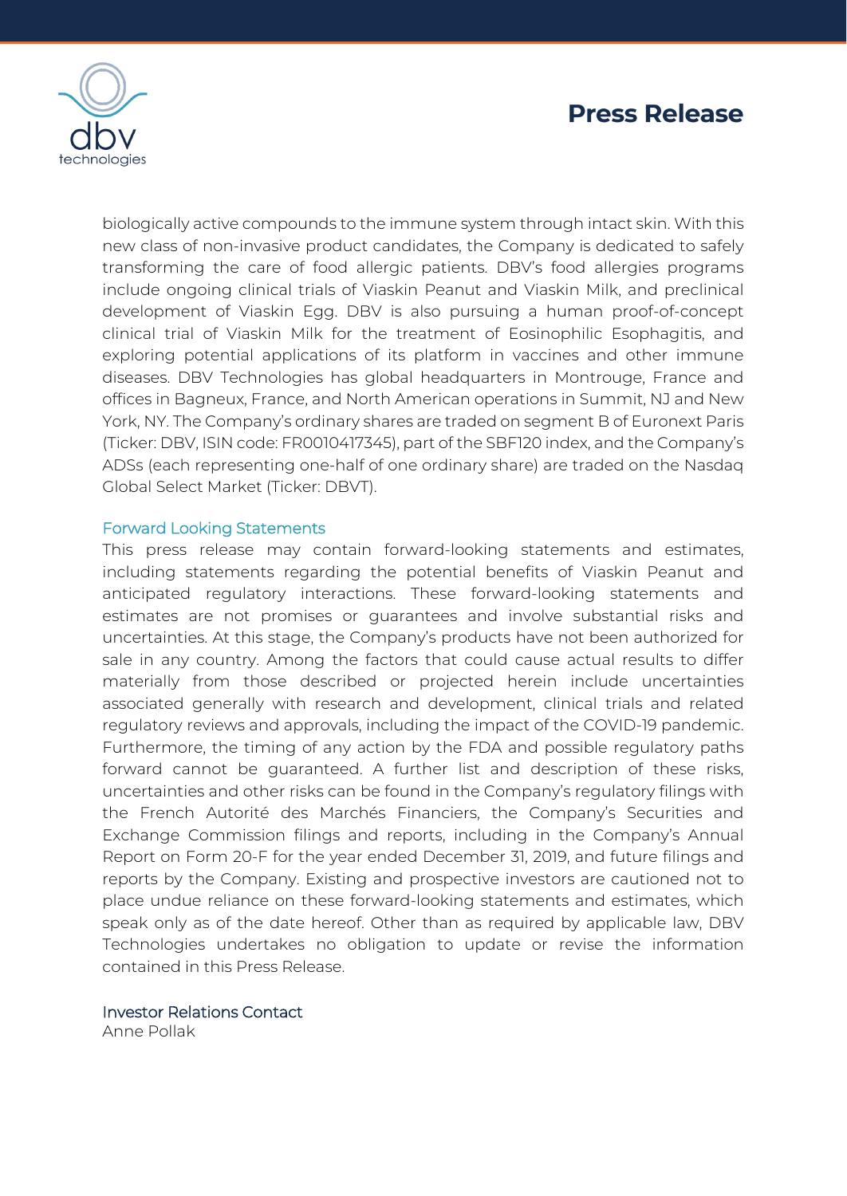biologically active compounds to the immune system through intact skin. With this new class of non-invasive product candidates, the Company is dedicated to safely transforming the care of food allergic patients. DBV's food allergies programs include ongoing clinical trials of Viaskin Peanut and Viaskin Milk, and preclinical development of Viaskin Egg. DBV is also pursuing a human proof-of-concept clinical trial of Viaskin Milk for the treatment of Eosinophilic Esophagitis, and exploring potential applications of its platform in vaccines and other immune diseases. DBV Technologies has global headquarters in Montrouge, France and offices in Bagneux, France, and North American operations in Summit, NJ and New York, NY. The Company's ordinary shares are traded on segment B of Euronext Paris (Ticker: DBV, ISIN code: FR0010417345), part of the SBF120 index, and the Company's ADSs (each representing one-half of one ordinary share) are traded on the Nasdaq Global Select Market (Ticker: DBVT).

## Forward Looking Statements

This press release may contain forward-looking statements and estimates, including statements regarding the potential benefits of Viaskin Peanut and anticipated regulatory interactions. These forward-looking statements and estimates are not promises or guarantees and involve substantial risks and uncertainties. At this stage, the Company's products have not been authorized for sale in any country. Among the factors that could cause actual results to differ materially from those described or projected herein include uncertainties associated generally with research and development, clinical trials and related regulatory reviews and approvals, including the impact of the COVID-19 pandemic. Furthermore, the timing of any action by the FDA and possible regulatory paths forward cannot be guaranteed. A further list and description of these risks, uncertainties and other risks can be found in the Company's regulatory filings with the French Autorité des Marchés Financiers, the Company's Securities and Exchange Commission filings and reports, including in the Company's Annual Report on Form 20-F for the year ended December 31, 2019, and future filings and reports by the Company. Existing and prospective investors are cautioned not to place undue reliance on these forward-looking statements and estimates, which speak only as of the date hereof. Other than as required by applicable law, DBV Technologies undertakes no obligation to update or revise the information contained in this Press Release.

## Investor Relations Contact

Anne Pollak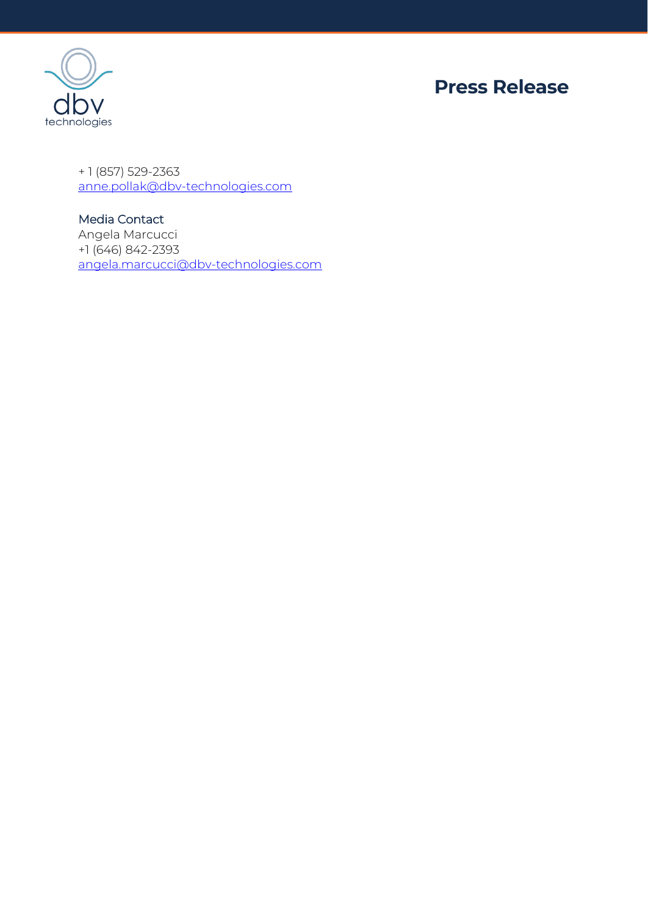+ 1 (857) 529-2363
anne.pollak@dbv-technologies.com

Media Contact
Angela Marcucci
+1 (646) 842-2393
angela.marcucci@dbv-technologies.com